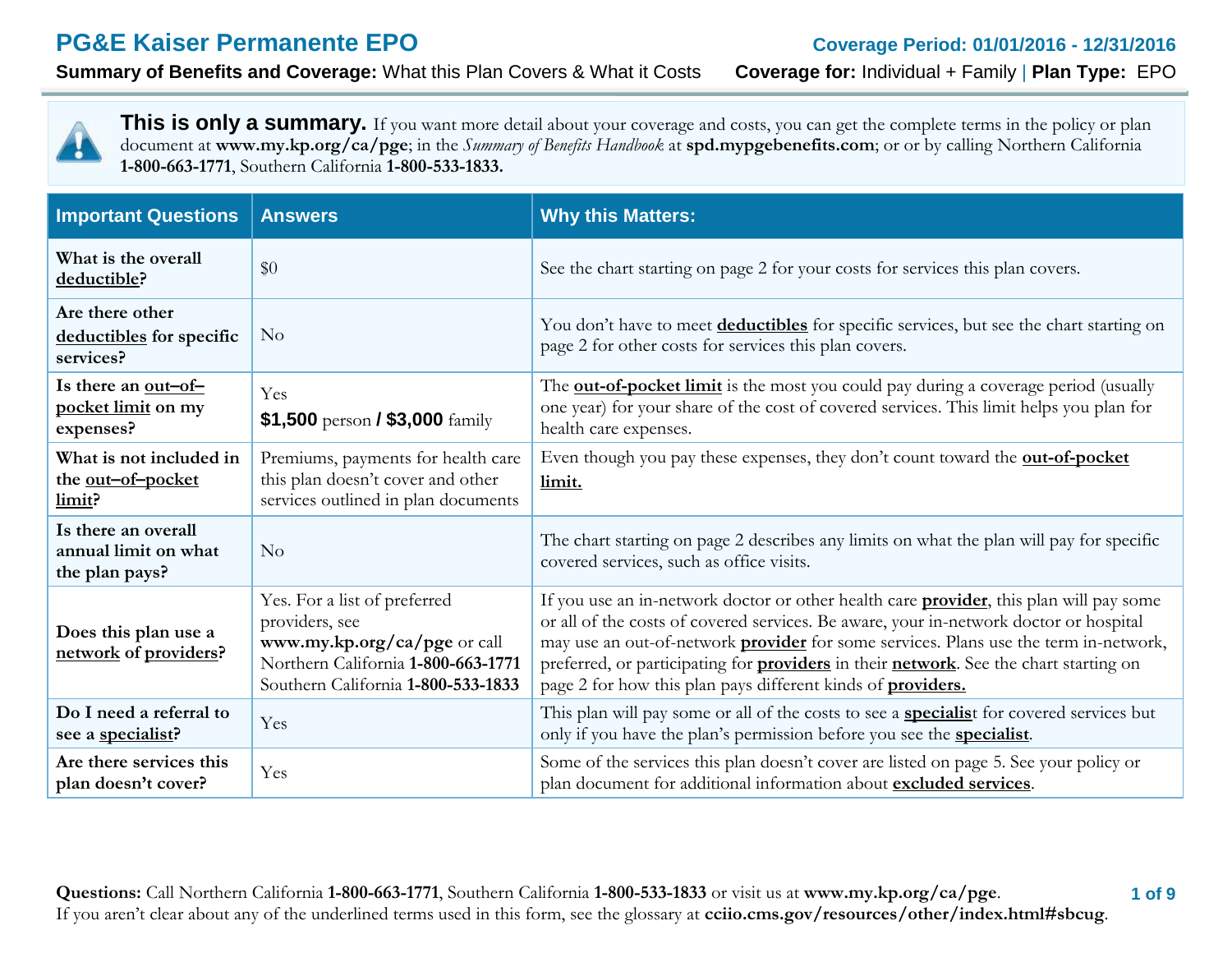# PG&E Kaiser Permanente EPO

**Coverage Period: 01/01/2016 - 12/31/2016**

**Summary of Benefits and Coverage:** What this Plan Covers & What it Costs **Coverage for:** Individual + Family | **Plan Type:** EPO

**This is only a summary.** If you want more detail about your coverage and costs, you can get the complete terms in the policy or plan document at **www.my.kp.org/ca/pge**; in the *Summary of Benefits Handbook* at **spd.mypgebenefits.com**; or or by calling Northern California **1-800-663-1771**, Southern California **1-800-533-1833.**

| Important Questions | Answers | Why this Matters: |
|---|---|---|
| **What is the overall deductible?** | $0 | See the chart starting on page 2 for your costs for services this plan covers. |
| **Are there other deductibles for specific services?** | No | You don't have to meet **deductibles** for specific services, but see the chart starting on page 2 for other costs for services this plan covers. |
| **Is there an out–of–pocket limit on my expenses?** | Yes **$1,500** person **/ $3,000** family | The **out-of-pocket limit** is the most you could pay during a coverage period (usually one year) for your share of the cost of covered services. This limit helps you plan for health care expenses. |
| **What is not included in the out–of–pocket limit?** | Premiums, payments for health care this plan doesn't cover and other services outlined in plan documents | Even though you pay these expenses, they don't count toward the **out-of-pocket limit.** |
| **Is there an overall annual limit on what the plan pays?** | No | The chart starting on page 2 describes any limits on what the plan will pay for specific covered services, such as office visits. |
| **Does this plan use a network of providers?** | Yes. For a list of preferred providers, see **www.my.kp.org/ca/pge** or call Northern California **1-800-663-1771** Southern California **1-800-533-1833** | If you use an in-network doctor or other health care **provider**, this plan will pay some or all of the costs of covered services. Be aware, your in-network doctor or hospital may use an out-of-network **provider** for some services. Plans use the term in-network, preferred, or participating for **providers** in their **network**. See the chart starting on page 2 for how this plan pays different kinds of **providers.** |
| **Do I need a referral to see a specialist?** | Yes | This plan will pay some or all of the costs to see a **specialist** for covered services but only if you have the plan's permission before you see the **specialist**. |
| **Are there services this plan doesn't cover?** | Yes | Some of the services this plan doesn't cover are listed on page 5. See your policy or plan document for additional information about **excluded services**. |

**Questions:** Call Northern California **1-800-663-1771**, Southern California **1-800-533-1833** or visit us at **www.my.kp.org/ca/pge**.
If you aren't clear about any of the underlined terms used in this form, see the glossary at **cciio.cms.gov/resources/other/index.html#sbcug**.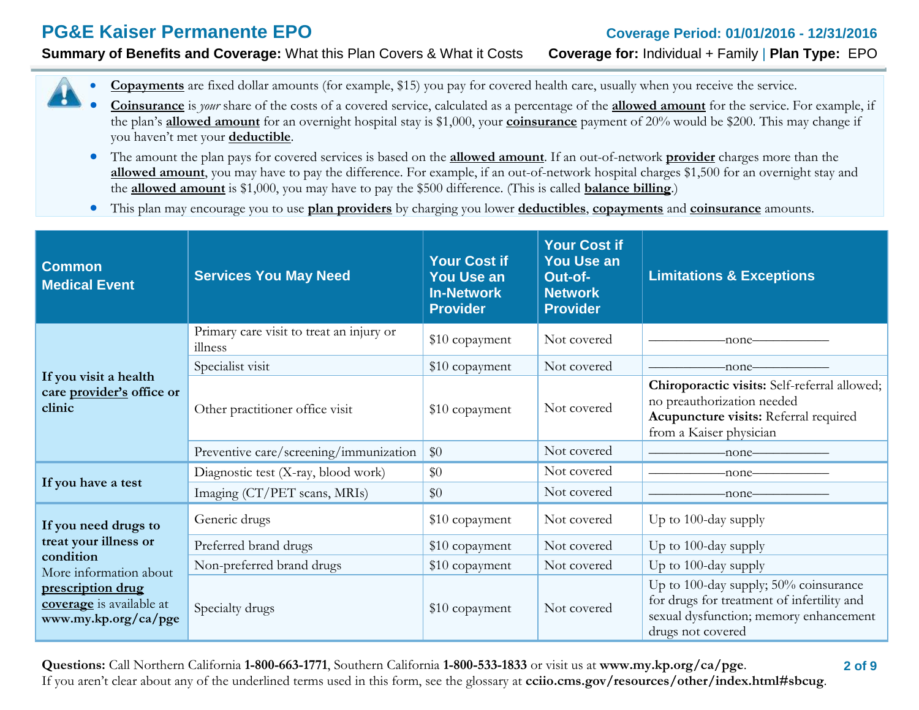- **Copayments** are fixed dollar amounts (for example, $15) you pay for covered health care, usually when you receive the service.
- **Coinsurance** is *your* share of the costs of a covered service, calculated as a percentage of the **allowed amount** for the service. For example, if the plan's **allowed amount** for an overnight hospital stay is $1,000, your **coinsurance** payment of 20% would be $200. This may change if you haven't met your **deductible**.
- The amount the plan pays for covered services is based on the **allowed amount**. If an out-of-network **provider** charges more than the **allowed amount**, you may have to pay the difference. For example, if an out-of-network hospital charges $1,500 for an overnight stay and the **allowed amount** is $1,000, you may have to pay the $500 difference. (This is called **balance billing**.)
- This plan may encourage you to use **plan providers** by charging you lower **deductibles**, **copayments** and **coinsurance** amounts.

| Common Medical Event | Services You May Need | Your Cost if You Use an In-Network Provider | Your Cost if You Use an Out-of-Network Provider | Limitations & Exceptions |
|---|---|---|---|---|
| **If you visit a health care provider's office or clinic** | Primary care visit to treat an injury or illness | $10 copayment | Not covered | ——————none—————— |
| | Specialist visit | $10 copayment | Not covered | ——————none—————— |
| | Other practitioner office visit | $10 copayment | Not covered | **Chiroporactic visits:** Self-referral allowed; no preauthorization needed **Acupuncture visits:** Referral required from a Kaiser physician |
| | Preventive care/screening/immunization | $0 | Not covered | ——————none—————— |
| **If you have a test** | Diagnostic test (X-ray, blood work) | $0 | Not covered | ——————none—————— |
| | Imaging (CT/PET scans, MRIs) | $0 | Not covered | ——————none—————— |
| **If you need drugs to treat your illness or condition** More information about **prescription drug coverage** is available at **www.my.kp.org/ca/pge** | Generic drugs | $10 copayment | Not covered | Up to 100-day supply |
| | Preferred brand drugs | $10 copayment | Not covered | Up to 100-day supply |
| | Non-preferred brand drugs | $10 copayment | Not covered | Up to 100-day supply |
| | Specialty drugs | $10 copayment | Not covered | Up to 100-day supply; 50% coinsurance for drugs for treatment of infertility and sexual dysfunction; memory enhancement drugs not covered |

**Questions:** Call Northern California **1-800-663-1771**, Southern California **1-800-533-1833** or visit us at **www.my.kp.org/ca/pge**.
If you aren't clear about any of the underlined terms used in this form, see the glossary at **cciio.cms.gov/resources/other/index.html#sbcug**.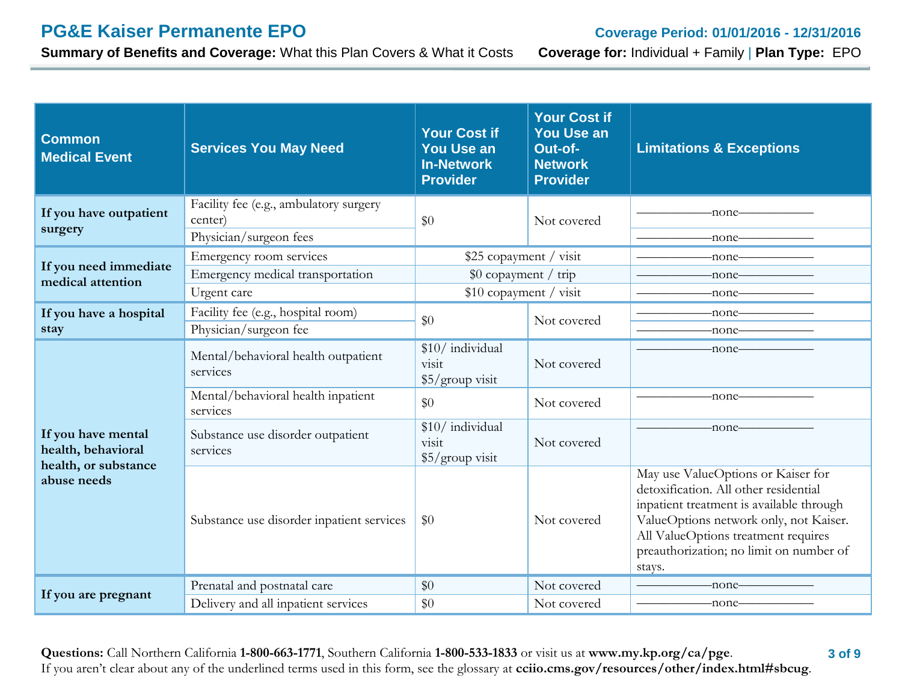| Common Medical Event | Services You May Need | Your Cost if You Use an In-Network Provider | Your Cost if You Use an Out-of-Network Provider | Limitations & Exceptions |
|---|---|---|---|---|
| If you have outpatient surgery | Facility fee (e.g., ambulatory surgery center) | $0 | Not covered | ——————none—————— |
| | Physician/surgeon fees | | | ——————none—————— |
| If you need immediate medical attention | Emergency room services | $25 copayment / visit | | ——————none—————— |
| | Emergency medical transportation | $0 copayment / trip | | ——————none—————— |
| | Urgent care | $10 copayment / visit | | ——————none—————— |
| If you have a hospital stay | Facility fee (e.g., hospital room) | $0 | Not covered | ——————none—————— |
| | Physician/surgeon fee | | | ——————none—————— |
| If you have mental health, behavioral health, or substance abuse needs | Mental/behavioral health outpatient services | $10/ individual visit<br>$5/group visit | Not covered | ——————none—————— |
| | Mental/behavioral health inpatient services | $0 | Not covered | ——————none—————— |
| | Substance use disorder outpatient services | $10/ individual visit<br>$5/group visit | Not covered | ——————none—————— |
| | Substance use disorder inpatient services | $0 | Not covered | May use ValueOptions or Kaiser for detoxification. All other residential inpatient treatment is available through ValueOptions network only, not Kaiser. All ValueOptions treatment requires preauthorization; no limit on number of stays. |
| If you are pregnant | Prenatal and postnatal care | $0 | Not covered | ——————none—————— |
| | Delivery and all inpatient services | $0 | Not covered | ——————none—————— |

**Questions:** Call Northern California **1-800-663-1771**, Southern California **1-800-533-1833** or visit us at **www.my.kp.org/ca/pge**.
If you aren't clear about any of the underlined terms used in this form, see the glossary at **cciio.cms.gov/resources/other/index.html#sbcug**.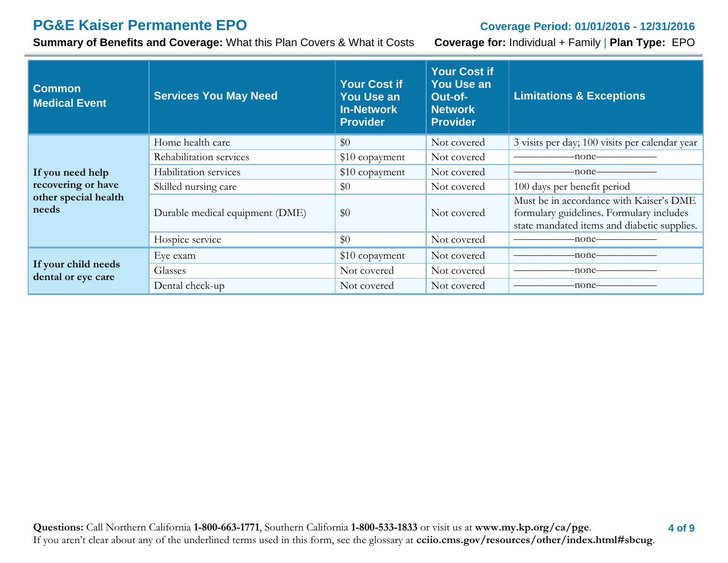| Common Medical Event | Services You May Need | Your Cost if You Use an In-Network Provider | Your Cost if You Use an Out-of-Network Provider | Limitations & Exceptions |
|---|---|---|---|---|
| **If you need help recovering or have other special health needs** | Home health care | $0 | Not covered | 3 visits per day; 100 visits per calendar year |
| | Rehabilitation services | $10 copayment | Not covered | ————none———— |
| | Habilitation services | $10 copayment | Not covered | ————none———— |
| | Skilled nursing care | $0 | Not covered | 100 days per benefit period |
| | Durable medical equipment (DME) | $0 | Not covered | Must be in accordance with Kaiser's DME formulary guidelines. Formulary includes state mandated items and diabetic supplies. |
| | Hospice service | $0 | Not covered | ————none———— |
| **If your child needs dental or eye care** | Eye exam | $10 copayment | Not covered | ————none———— |
| | Glasses | Not covered | Not covered | ————none———— |
| | Dental check-up | Not covered | Not covered | ————none———— |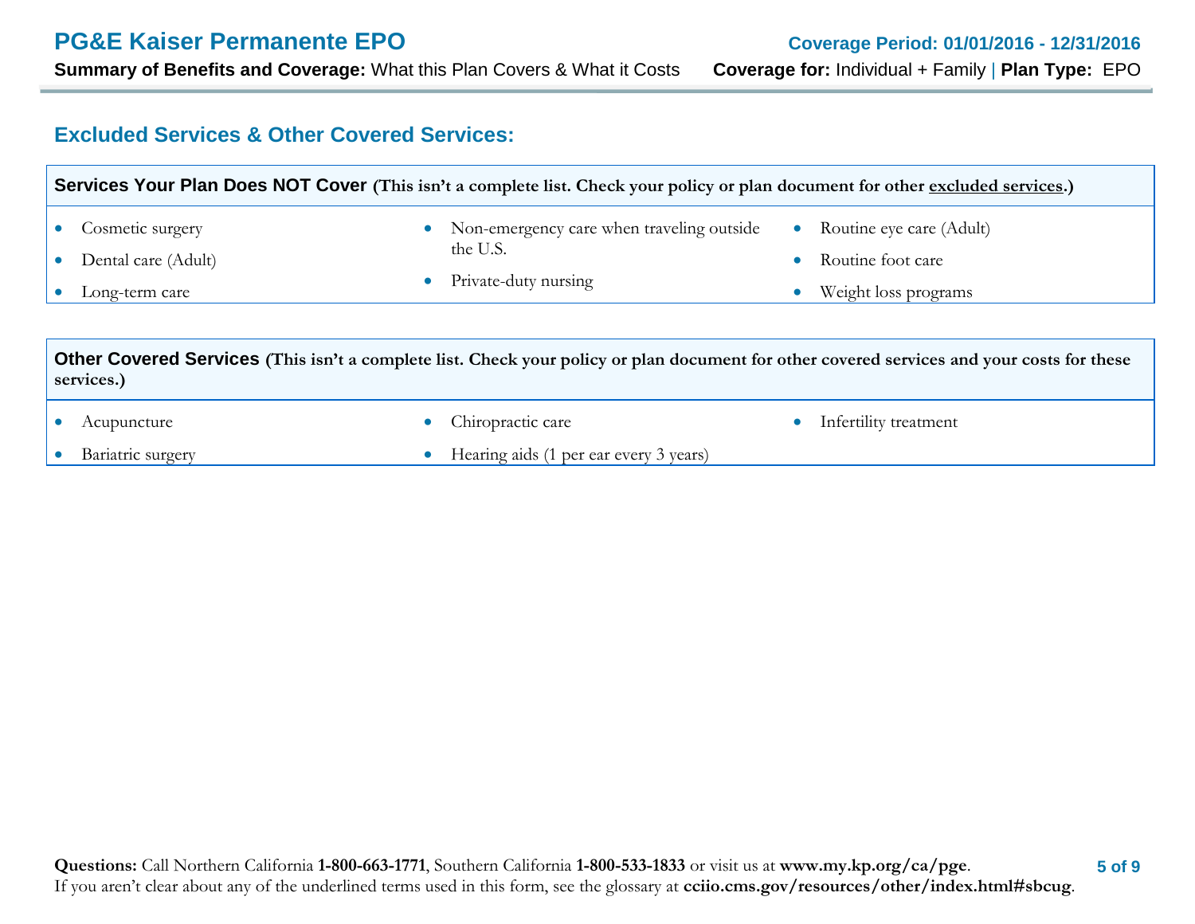## Excluded Services & Other Covered Services:

**Services Your Plan Does NOT Cover (This isn't a complete list. Check your policy or plan document for other excluded services.)**

- Cosmetic surgery
- Dental care (Adult)
- Long-term care
- Non-emergency care when traveling outside the U.S.
- Private-duty nursing
- Routine eye care (Adult)
- Routine foot care
- Weight loss programs

**Other Covered Services (This isn't a complete list. Check your policy or plan document for other covered services and your costs for these services.)**

- Acupuncture
- Bariatric surgery
- Chiropractic care
- Hearing aids (1 per ear every 3 years)
- Infertility treatment

**Questions:** Call Northern California **1-800-663-1771**, Southern California **1-800-533-1833** or visit us at **www.my.kp.org/ca/pge**.
If you aren't clear about any of the underlined terms used in this form, see the glossary at **cciio.cms.gov/resources/other/index.html#sbcug**.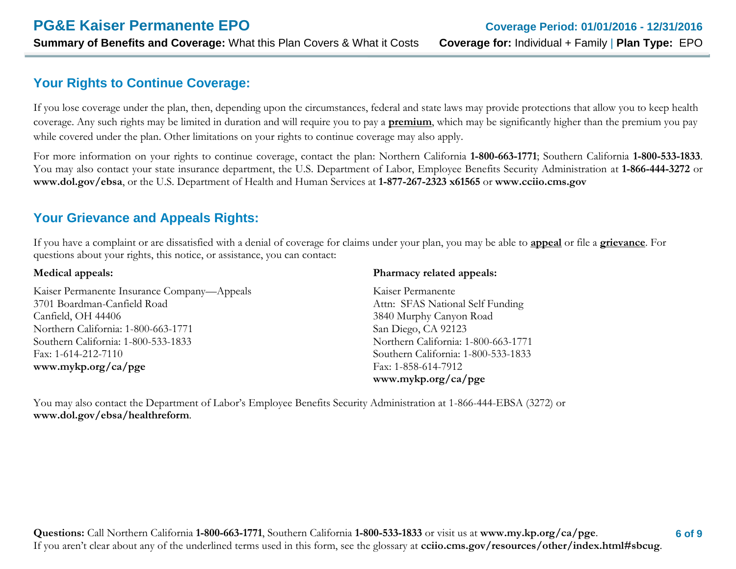## Your Rights to Continue Coverage:

If you lose coverage under the plan, then, depending upon the circumstances, federal and state laws may provide protections that allow you to keep health coverage. Any such rights may be limited in duration and will require you to pay a **premium**, which may be significantly higher than the premium you pay while covered under the plan. Other limitations on your rights to continue coverage may also apply.

For more information on your rights to continue coverage, contact the plan: Northern California **1-800-663-1771**; Southern California **1-800-533-1833**. You may also contact your state insurance department, the U.S. Department of Labor, Employee Benefits Security Administration at **1-866-444-3272** or **www.dol.gov/ebsa**, or the U.S. Department of Health and Human Services at **1-877-267-2323 x61565** or **www.cciio.cms.gov**

## Your Grievance and Appeals Rights:

If you have a complaint or are dissatisfied with a denial of coverage for claims under your plan, you may be able to **appeal** or file a **grievance**. For questions about your rights, this notice, or assistance, you can contact:

**Medical appeals:**

Kaiser Permanente Insurance Company—Appeals
3701 Boardman-Canfield Road
Canfield, OH 44406
Northern California: 1-800-663-1771
Southern California: 1-800-533-1833
Fax: 1-614-212-7110
**www.mykp.org/ca/pge**

**Pharmacy related appeals:**

Kaiser Permanente
Attn: SFAS National Self Funding
3840 Murphy Canyon Road
San Diego, CA 92123
Northern California: 1-800-663-1771
Southern California: 1-800-533-1833
Fax: 1-858-614-7912
**www.mykp.org/ca/pge**

You may also contact the Department of Labor's Employee Benefits Security Administration at 1-866-444-EBSA (3272) or **www.dol.gov/ebsa/healthreform**.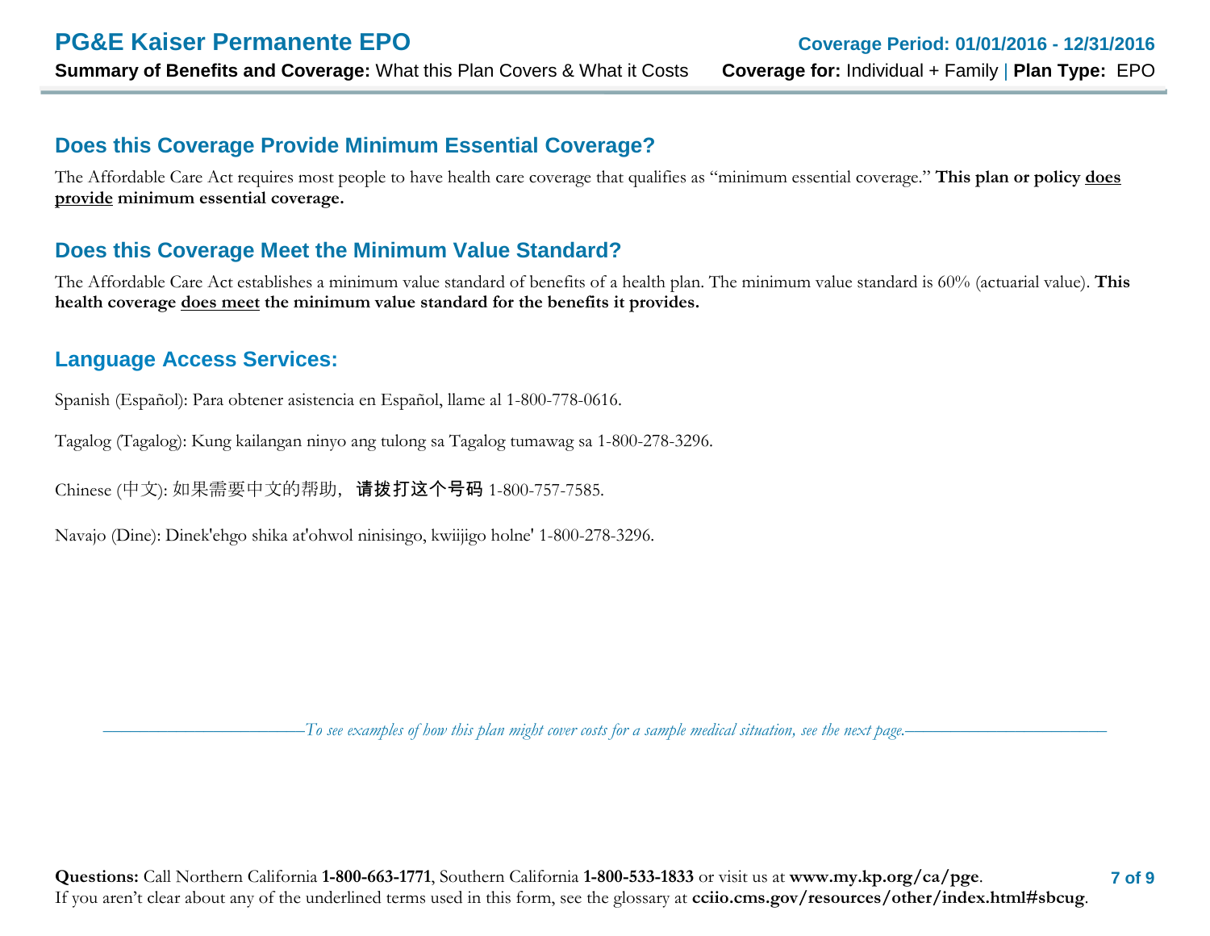## Does this Coverage Provide Minimum Essential Coverage?

The Affordable Care Act requires most people to have health care coverage that qualifies as "minimum essential coverage." **This plan or policy <u>does provide</u> minimum essential coverage.**

## Does this Coverage Meet the Minimum Value Standard?

The Affordable Care Act establishes a minimum value standard of benefits of a health plan. The minimum value standard is 60% (actuarial value). **This health coverage <u>does meet</u> the minimum value standard for the benefits it provides.**

## Language Access Services:

Spanish (Español): Para obtener asistencia en Español, llame al 1-800-778-0616.

Tagalog (Tagalog): Kung kailangan ninyo ang tulong sa Tagalog tumawag sa 1-800-278-3296.

Chinese (中文): 如果需要中文的帮助，**请拨打这个号码** 1-800-757-7585.

Navajo (Dine): Dinek'ehgo shika at'ohwol ninisingo, kwiijigo holne' 1-800-278-3296.

*To see examples of how this plan might cover costs for a sample medical situation, see the next page.*

**Questions:** Call Northern California **1-800-663-1771**, Southern California **1-800-533-1833** or visit us at **www.my.kp.org/ca/pge**.
If you aren't clear about any of the underlined terms used in this form, see the glossary at **cciio.cms.gov/resources/other/index.html#sbcug**.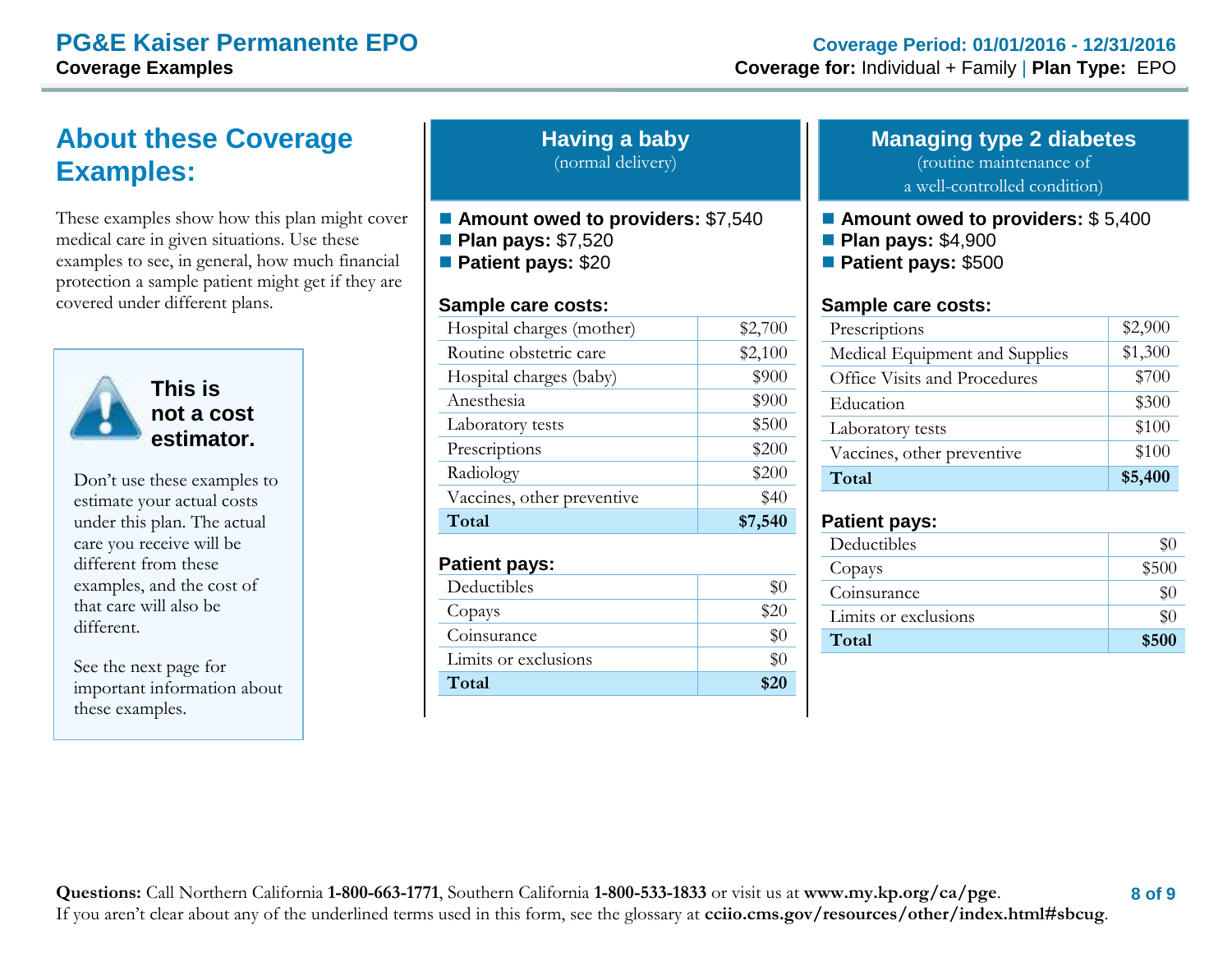# PG&E Kaiser Permanente EPO

**Coverage Examples**

**Coverage Period: 01/01/2016 - 12/31/2016**

**Coverage for:** Individual + Family | **Plan Type:** EPO

## About these Coverage Examples:

These examples show how this plan might cover medical care in given situations. Use these examples to see, in general, how much financial protection a sample patient might get if they are covered under different plans.

> **This is not a cost estimator.**
>
> Don't use these examples to estimate your actual costs under this plan. The actual care you receive will be different from these examples, and the cost of that care will also be different.
>
> See the next page for important information about these examples.

## Having a baby

(normal delivery)

- **Amount owed to providers:** $7,540
- **Plan pays:** $7,520
- **Patient pays:** $20

**Sample care costs:**

| Sample care costs | Amount |
|---|---|
| Hospital charges (mother) | $2,700 |
| Routine obstetric care | $2,100 |
| Hospital charges (baby) | $900 |
| Anesthesia | $900 |
| Laboratory tests | $500 |
| Prescriptions | $200 |
| Radiology | $200 |
| Vaccines, other preventive | $40 |
| **Total** | **$7,540** |

**Patient pays:**

| Patient pays | Amount |
|---|---|
| Deductibles | $0 |
| Copays | $20 |
| Coinsurance | $0 |
| Limits or exclusions | $0 |
| **Total** | **$20** |

## Managing type 2 diabetes

(routine maintenance of a well-controlled condition)

- **Amount owed to providers:** $ 5,400
- **Plan pays:** $4,900
- **Patient pays:** $500

**Sample care costs:**

| Sample care costs | Amount |
|---|---|
| Prescriptions | $2,900 |
| Medical Equipment and Supplies | $1,300 |
| Office Visits and Procedures | $700 |
| Education | $300 |
| Laboratory tests | $100 |
| Vaccines, other preventive | $100 |
| **Total** | **$5,400** |

**Patient pays:**

| Patient pays | Amount |
|---|---|
| Deductibles | $0 |
| Copays | $500 |
| Coinsurance | $0 |
| Limits or exclusions | $0 |
| **Total** | **$500** |

**Questions:** Call Northern California **1-800-663-1771**, Southern California **1-800-533-1833** or visit us at **www.my.kp.org/ca/pge**.
If you aren't clear about any of the underlined terms used in this form, see the glossary at **cciio.cms.gov/resources/other/index.html#sbcug**.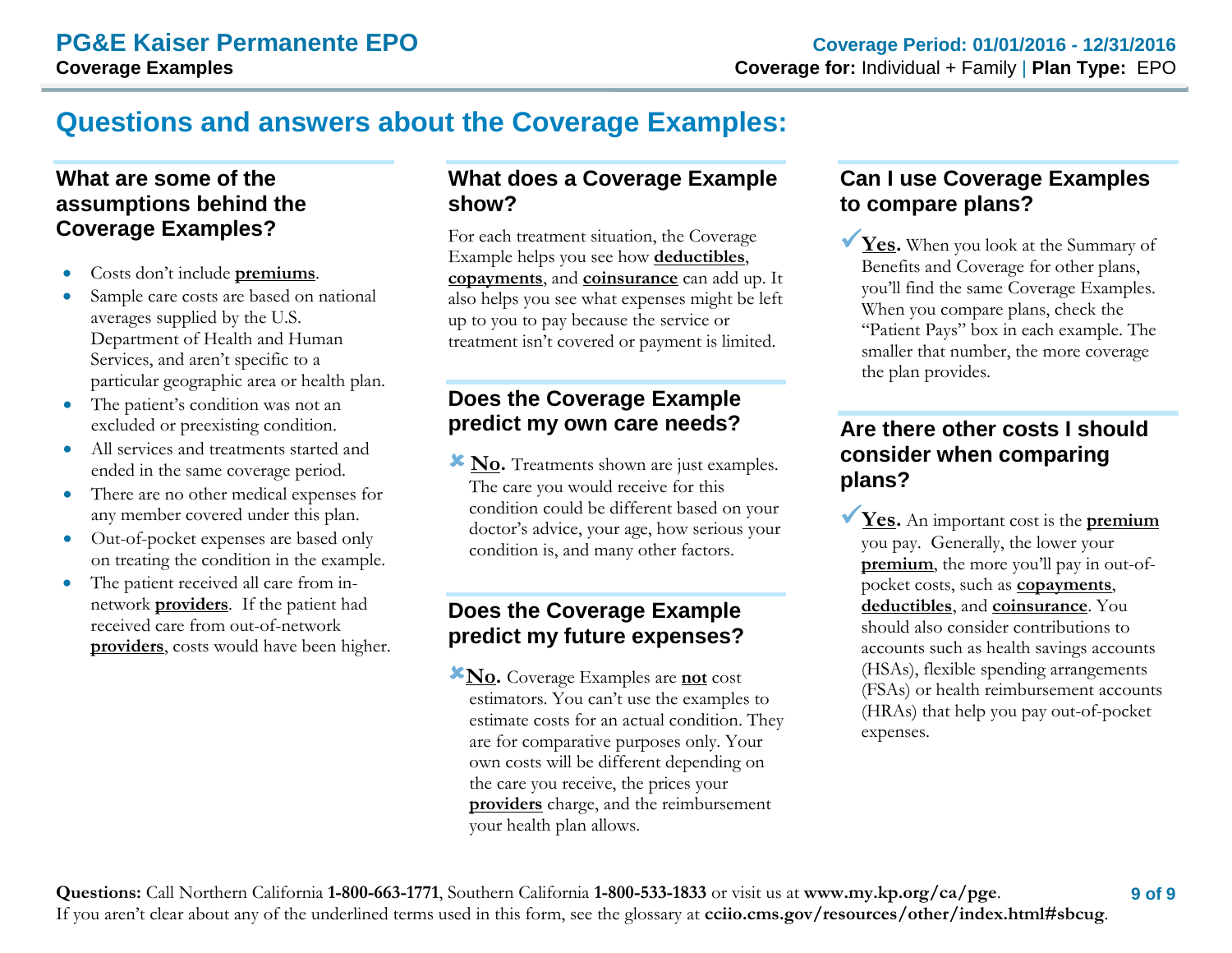# Questions and answers about the Coverage Examples:

## What are some of the assumptions behind the Coverage Examples?

- Costs don't include **premiums**.
- Sample care costs are based on national averages supplied by the U.S. Department of Health and Human Services, and aren't specific to a particular geographic area or health plan.
- The patient's condition was not an excluded or preexisting condition.
- All services and treatments started and ended in the same coverage period.
- There are no other medical expenses for any member covered under this plan.
- Out-of-pocket expenses are based only on treating the condition in the example.
- The patient received all care from in-network **providers**. If the patient had received care from out-of-network **providers**, costs would have been higher.

## What does a Coverage Example show?

For each treatment situation, the Coverage Example helps you see how **deductibles**, **copayments**, and **coinsurance** can add up. It also helps you see what expenses might be left up to you to pay because the service or treatment isn't covered or payment is limited.

## Does the Coverage Example predict my own care needs?

✘ **No.** Treatments shown are just examples. The care you would receive for this condition could be different based on your doctor's advice, your age, how serious your condition is, and many other factors.

## Does the Coverage Example predict my future expenses?

✘ **No.** Coverage Examples are **not** cost estimators. You can't use the examples to estimate costs for an actual condition. They are for comparative purposes only. Your own costs will be different depending on the care you receive, the prices your **providers** charge, and the reimbursement your health plan allows.

## Can I use Coverage Examples to compare plans?

✓ **Yes.** When you look at the Summary of Benefits and Coverage for other plans, you'll find the same Coverage Examples. When you compare plans, check the "Patient Pays" box in each example. The smaller that number, the more coverage the plan provides.

## Are there other costs I should consider when comparing plans?

✓ **Yes.** An important cost is the **premium** you pay. Generally, the lower your **premium**, the more you'll pay in out-of-pocket costs, such as **copayments**, **deductibles**, and **coinsurance**. You should also consider contributions to accounts such as health savings accounts (HSAs), flexible spending arrangements (FSAs) or health reimbursement accounts (HRAs) that help you pay out-of-pocket expenses.

**Questions:** Call Northern California **1-800-663-1771**, Southern California **1-800-533-1833** or visit us at **www.my.kp.org/ca/pge**.
If you aren't clear about any of the underlined terms used in this form, see the glossary at **cciio.cms.gov/resources/other/index.html#sbcug**.